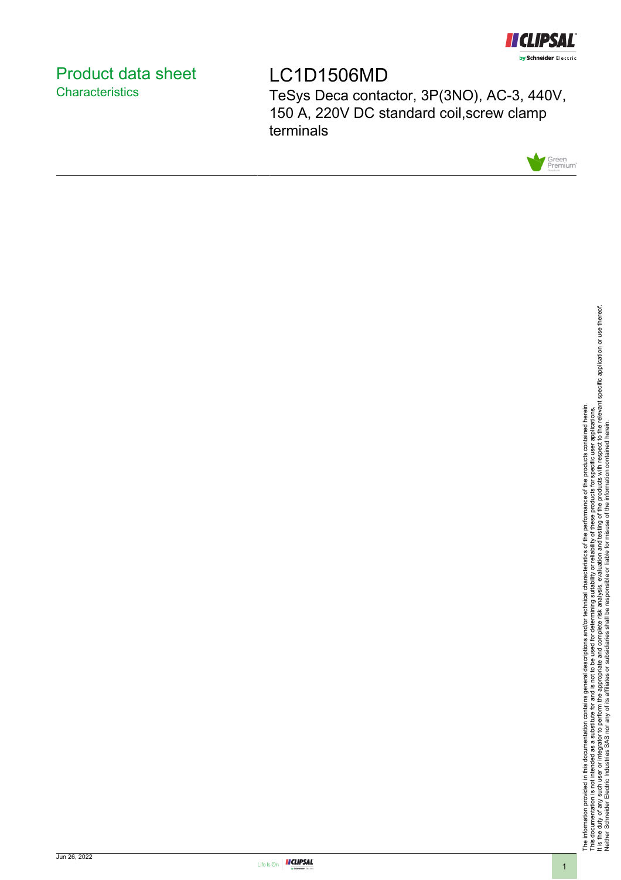# Product data sheet
## Characteristics

# LC1D1506MD

TeSys Deca contactor, 3P(3NO), AC-3, 440V, 150 A, 220V DC standard coil,screw clamp terminals

The information provided in this documentation contains general descriptions and/or technical characteristics of the performance of the products contained herein.
This documentation is not intended as a substitute for and is not to be used for determining suitability or reliability of these products for specific user applications.
It is the duty of any such user or integrator to perform the appropriate and complete risk analysis, evaluation and testing of the products with respect to the relevant specific application or use thereof.
Neither Schneider Electric Industries SAS nor any of its affiliates or subsidiaries shall be responsible or liable for misuse of the information contained herein.

Jun 26, 2022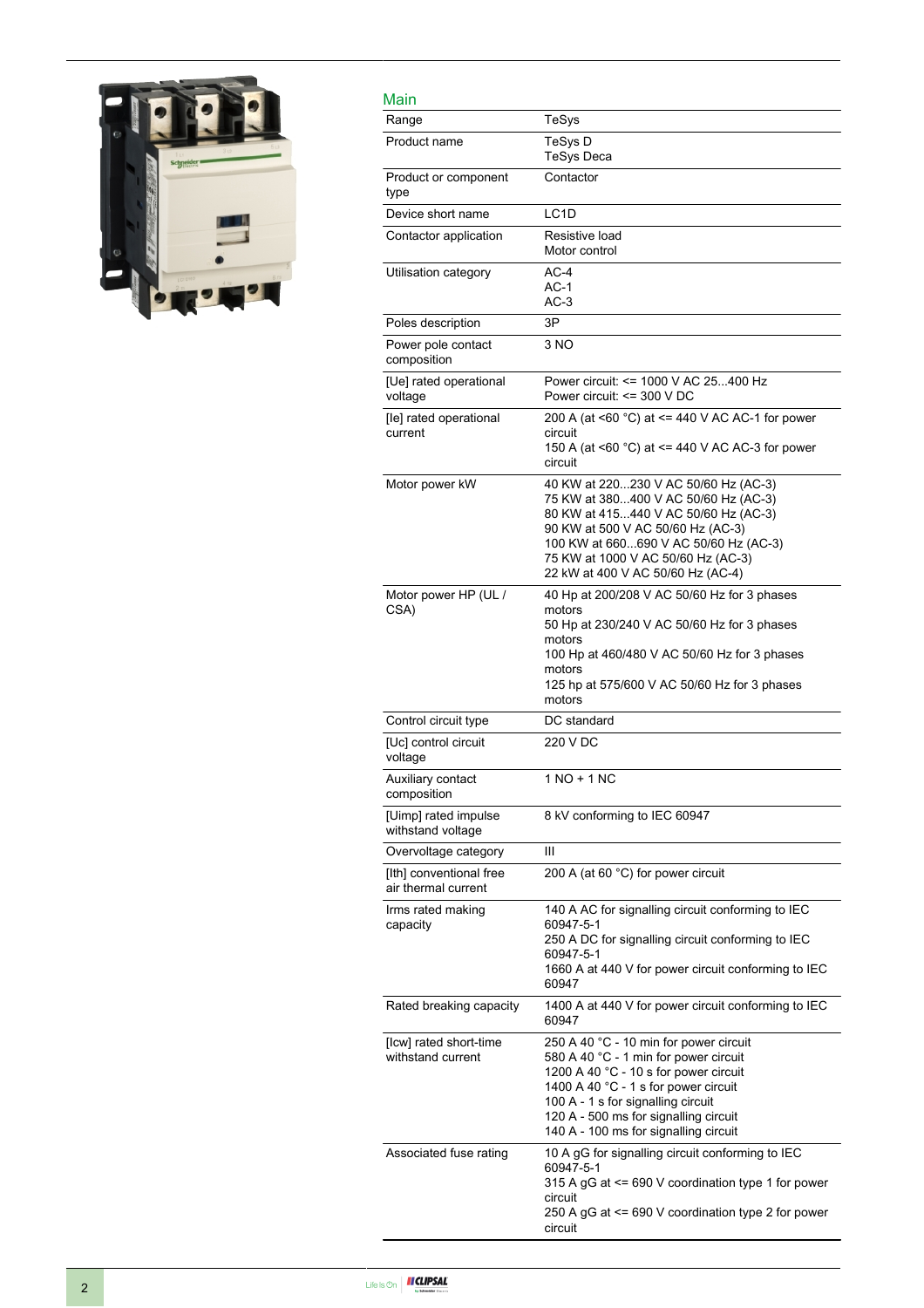## Main

| | |
|---|---|
| Range | TeSys |
| Product name | TeSys D<br>TeSys Deca |
| Product or component type | Contactor |
| Device short name | LC1D |
| Contactor application | Resistive load<br>Motor control |
| Utilisation category | AC-4<br>AC-1<br>AC-3 |
| Poles description | 3P |
| Power pole contact composition | 3 NO |
| [Ue] rated operational voltage | Power circuit: <= 1000 V AC 25...400 Hz<br>Power circuit: <= 300 V DC |
| [Ie] rated operational current | 200 A (at <60 °C) at <= 440 V AC AC-1 for power circuit<br>150 A (at <60 °C) at <= 440 V AC AC-3 for power circuit |
| Motor power kW | 40 KW at 220...230 V AC 50/60 Hz (AC-3)<br>75 KW at 380...400 V AC 50/60 Hz (AC-3)<br>80 KW at 415...440 V AC 50/60 Hz (AC-3)<br>90 KW at 500 V AC 50/60 Hz (AC-3)<br>100 KW at 660...690 V AC 50/60 Hz (AC-3)<br>75 KW at 1000 V AC 50/60 Hz (AC-3)<br>22 kW at 400 V AC 50/60 Hz (AC-4) |
| Motor power HP (UL / CSA) | 40 Hp at 200/208 V AC 50/60 Hz for 3 phases motors<br>50 Hp at 230/240 V AC 50/60 Hz for 3 phases motors<br>100 Hp at 460/480 V AC 50/60 Hz for 3 phases motors<br>125 hp at 575/600 V AC 50/60 Hz for 3 phases motors |
| Control circuit type | DC standard |
| [Uc] control circuit voltage | 220 V DC |
| Auxiliary contact composition | 1 NO + 1 NC |
| [Uimp] rated impulse withstand voltage | 8 kV conforming to IEC 60947 |
| Overvoltage category | III |
| [Ith] conventional free air thermal current | 200 A (at 60 °C) for power circuit |
| Irms rated making capacity | 140 A AC for signalling circuit conforming to IEC 60947-5-1<br>250 A DC for signalling circuit conforming to IEC 60947-5-1<br>1660 A at 440 V for power circuit conforming to IEC 60947 |
| Rated breaking capacity | 1400 A at 440 V for power circuit conforming to IEC 60947 |
| [Icw] rated short-time withstand current | 250 A 40 °C - 10 min for power circuit<br>580 A 40 °C - 1 min for power circuit<br>1200 A 40 °C - 10 s for power circuit<br>1400 A 40 °C - 1 s for power circuit<br>100 A - 1 s for signalling circuit<br>120 A - 500 ms for signalling circuit<br>140 A - 100 ms for signalling circuit |
| Associated fuse rating | 10 A gG for signalling circuit conforming to IEC 60947-5-1<br>315 A gG at <= 690 V coordination type 1 for power circuit<br>250 A gG at <= 690 V coordination type 2 for power circuit |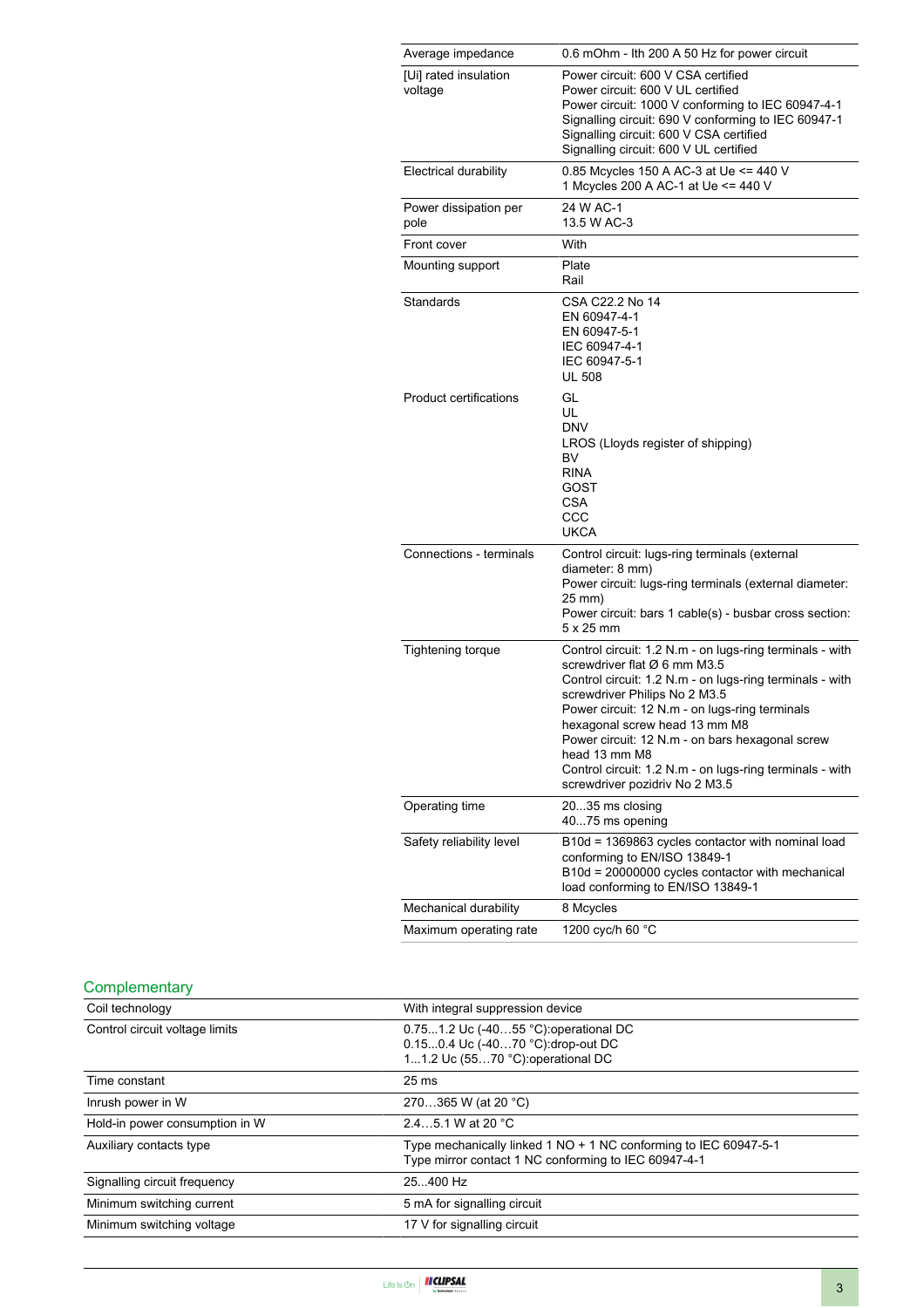| | |
|---|---|
| Average impedance | 0.6 mOhm - Ith 200 A 50 Hz for power circuit |
| [Ui] rated insulation voltage | Power circuit: 600 V CSA certified<br>Power circuit: 600 V UL certified<br>Power circuit: 1000 V conforming to IEC 60947-4-1<br>Signalling circuit: 690 V conforming to IEC 60947-1<br>Signalling circuit: 600 V CSA certified<br>Signalling circuit: 600 V UL certified |
| Electrical durability | 0.85 Mcycles 150 A AC-3 at Ue <= 440 V<br>1 Mcycles 200 A AC-1 at Ue <= 440 V |
| Power dissipation per pole | 24 W AC-1<br>13.5 W AC-3 |
| Front cover | With |
| Mounting support | Plate<br>Rail |
| Standards | CSA C22.2 No 14<br>EN 60947-4-1<br>EN 60947-5-1<br>IEC 60947-4-1<br>IEC 60947-5-1<br>UL 508 |
| Product certifications | GL<br>UL<br>DNV<br>LROS (Lloyds register of shipping)<br>BV<br>RINA<br>GOST<br>CSA<br>CCC<br>UKCA |
| Connections - terminals | Control circuit: lugs-ring terminals (external diameter: 8 mm)<br>Power circuit: lugs-ring terminals (external diameter: 25 mm)<br>Power circuit: bars 1 cable(s) - busbar cross section: 5 x 25 mm |
| Tightening torque | Control circuit: 1.2 N.m - on lugs-ring terminals - with screwdriver flat Ø 6 mm M3.5<br>Control circuit: 1.2 N.m - on lugs-ring terminals - with screwdriver Philips No 2 M3.5<br>Power circuit: 12 N.m - on lugs-ring terminals hexagonal screw head 13 mm M8<br>Power circuit: 12 N.m - on bars hexagonal screw head 13 mm M8<br>Control circuit: 1.2 N.m - on lugs-ring terminals - with screwdriver pozidriv No 2 M3.5 |
| Operating time | 20...35 ms closing<br>40...75 ms opening |
| Safety reliability level | B10d = 1369863 cycles contactor with nominal load conforming to EN/ISO 13849-1<br>B10d = 20000000 cycles contactor with mechanical load conforming to EN/ISO 13849-1 |
| Mechanical durability | 8 Mcycles |
| Maximum operating rate | 1200 cyc/h 60 °C |

## Complementary

| | |
|---|---|
| Coil technology | With integral suppression device |
| Control circuit voltage limits | 0.75...1.2 Uc (-40…55 °C):operational DC<br>0.15...0.4 Uc (-40…70 °C):drop-out DC<br>1...1.2 Uc (55…70 °C):operational DC |
| Time constant | 25 ms |
| Inrush power in W | 270…365 W (at 20 °C) |
| Hold-in power consumption in W | 2.4…5.1 W at 20 °C |
| Auxiliary contacts type | Type mechanically linked 1 NO + 1 NC conforming to IEC 60947-5-1<br>Type mirror contact 1 NC conforming to IEC 60947-4-1 |
| Signalling circuit frequency | 25...400 Hz |
| Minimum switching current | 5 mA for signalling circuit |
| Minimum switching voltage | 17 V for signalling circuit |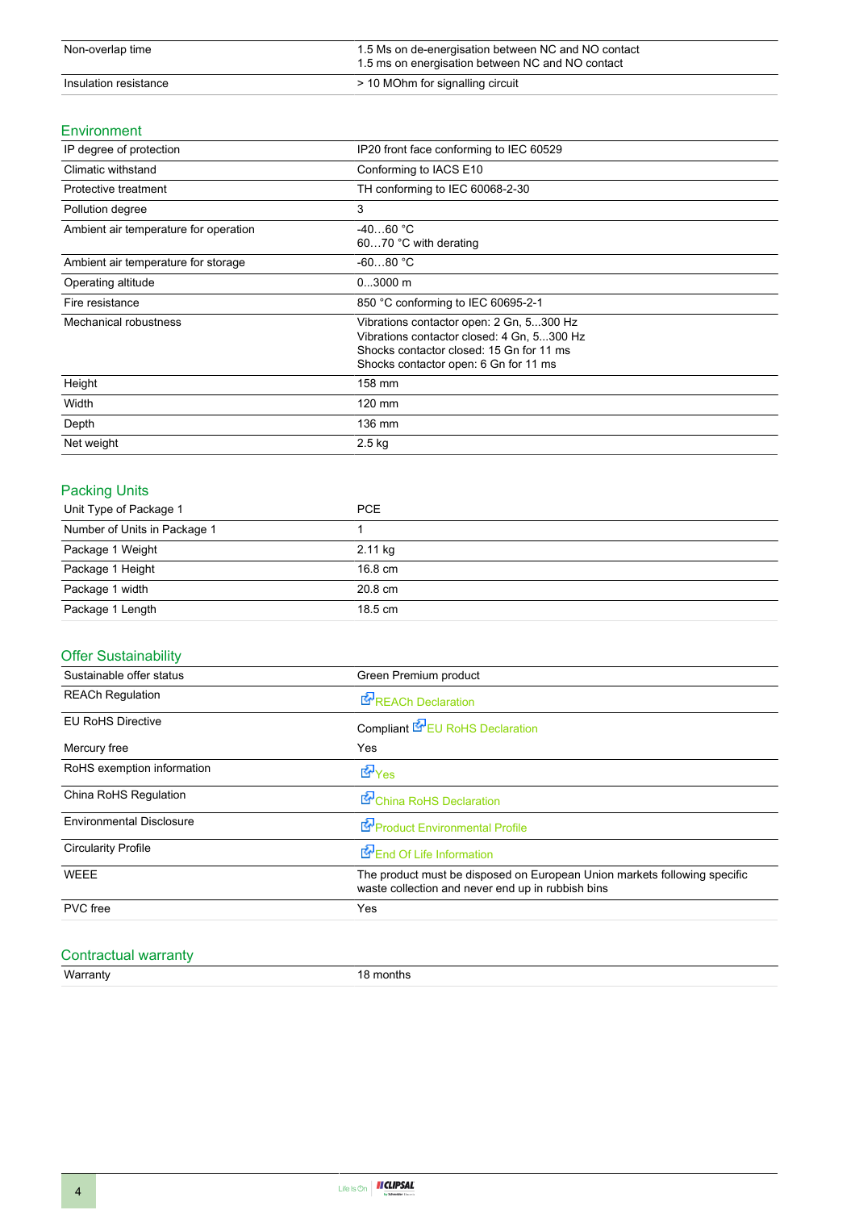| | |
|---|---|
| Non-overlap time | 1.5 Ms on de-energisation between NC and NO contact<br>1.5 ms on energisation between NC and NO contact |
| Insulation resistance | > 10 MOhm for signalling circuit |

## Environment

| | |
|---|---|
| IP degree of protection | IP20 front face conforming to IEC 60529 |
| Climatic withstand | Conforming to IACS E10 |
| Protective treatment | TH conforming to IEC 60068-2-30 |
| Pollution degree | 3 |
| Ambient air temperature for operation | -40…60 °C<br>60…70 °C with derating |
| Ambient air temperature for storage | -60…80 °C |
| Operating altitude | 0...3000 m |
| Fire resistance | 850 °C conforming to IEC 60695-2-1 |
| Mechanical robustness | Vibrations contactor open: 2 Gn, 5...300 Hz<br>Vibrations contactor closed: 4 Gn, 5...300 Hz<br>Shocks contactor closed: 15 Gn for 11 ms<br>Shocks contactor open: 6 Gn for 11 ms |
| Height | 158 mm |
| Width | 120 mm |
| Depth | 136 mm |
| Net weight | 2.5 kg |

## Packing Units

| | |
|---|---|
| Unit Type of Package 1 | PCE |
| Number of Units in Package 1 | 1 |
| Package 1 Weight | 2.11 kg |
| Package 1 Height | 16.8 cm |
| Package 1 width | 20.8 cm |
| Package 1 Length | 18.5 cm |

## Offer Sustainability

| | |
|---|---|
| Sustainable offer status | Green Premium product |
| REACh Regulation | REACh Declaration |
| EU RoHS Directive | Compliant EU RoHS Declaration |
| Mercury free | Yes |
| RoHS exemption information | Yes |
| China RoHS Regulation | China RoHS Declaration |
| Environmental Disclosure | Product Environmental Profile |
| Circularity Profile | End Of Life Information |
| WEEE | The product must be disposed on European Union markets following specific waste collection and never end up in rubbish bins |
| PVC free | Yes |

## Contractual warranty

| | |
|---|---|
| Warranty | 18 months |